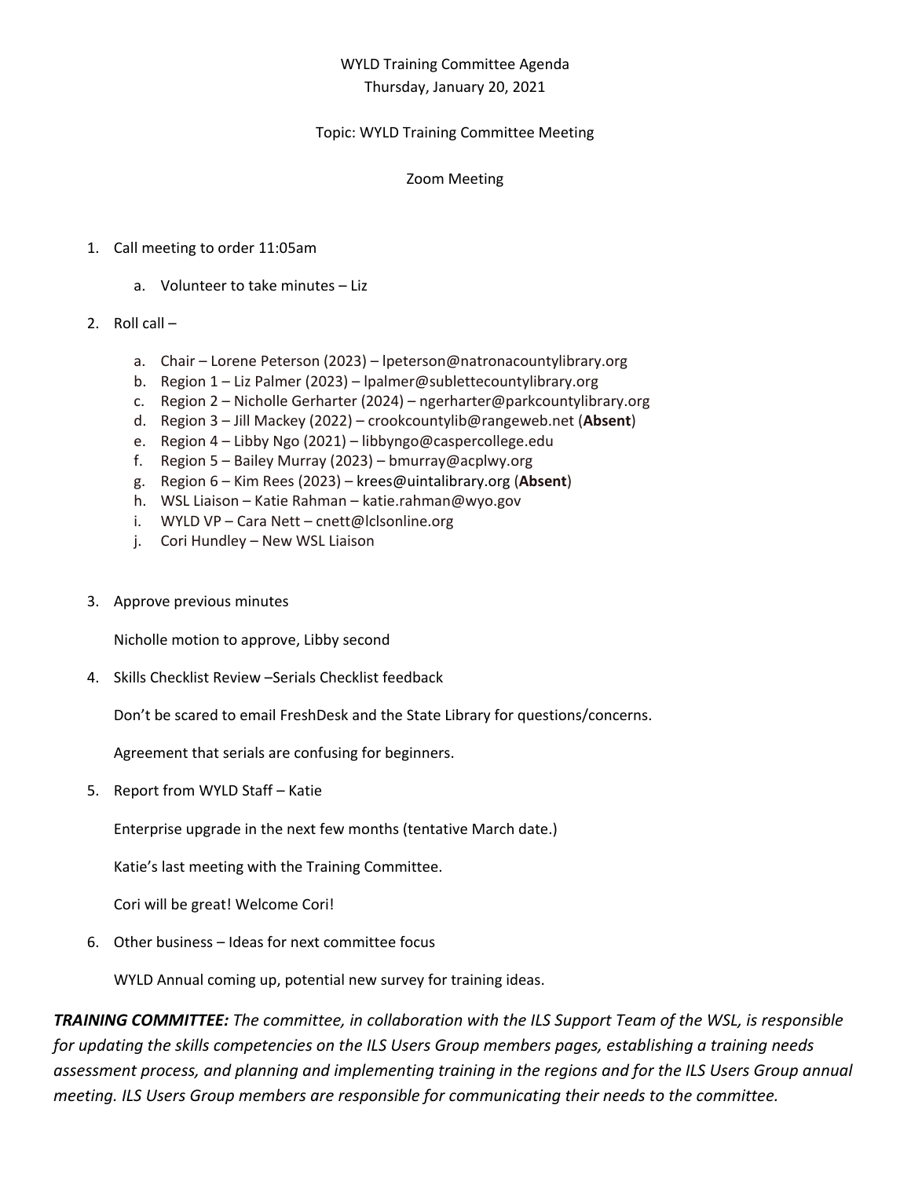WYLD Training Committee Agenda
Thursday, January 20, 2021

Topic: WYLD Training Committee Meeting

Zoom Meeting

1. Call meeting to order 11:05am

    a. Volunteer to take minutes – Liz

2. Roll call –

    a. Chair – Lorene Peterson (2023) – lpeterson@natronacountylibrary.org
    b. Region 1 – Liz Palmer (2023) – lpalmer@sublettecountylibrary.org
    c. Region 2 – Nicholle Gerharter (2024) – ngerharter@parkcountylibrary.org
    d. Region 3 – Jill Mackey (2022) – crookcountylib@rangeweb.net (**Absent**)
    e. Region 4 – Libby Ngo (2021) – libbyngo@caspercollege.edu
    f. Region 5 – Bailey Murray (2023) – bmurray@acplwy.org
    g. Region 6 – Kim Rees (2023) – krees@uintalibrary.org (**Absent**)
    h. WSL Liaison – Katie Rahman – katie.rahman@wyo.gov
    i. WYLD VP – Cara Nett – cnett@lclsonline.org
    j. Cori Hundley – New WSL Liaison

3. Approve previous minutes

    Nicholle motion to approve, Libby second

4. Skills Checklist Review –Serials Checklist feedback

    Don't be scared to email FreshDesk and the State Library for questions/concerns.

    Agreement that serials are confusing for beginners.

5. Report from WYLD Staff – Katie

    Enterprise upgrade in the next few months (tentative March date.)

    Katie's last meeting with the Training Committee.

    Cori will be great! Welcome Cori!

6. Other business – Ideas for next committee focus

    WYLD Annual coming up, potential new survey for training ideas.

***TRAINING COMMITTEE:*** *The committee, in collaboration with the ILS Support Team of the WSL, is responsible for updating the skills competencies on the ILS Users Group members pages, establishing a training needs assessment process, and planning and implementing training in the regions and for the ILS Users Group annual meeting. ILS Users Group members are responsible for communicating their needs to the committee.*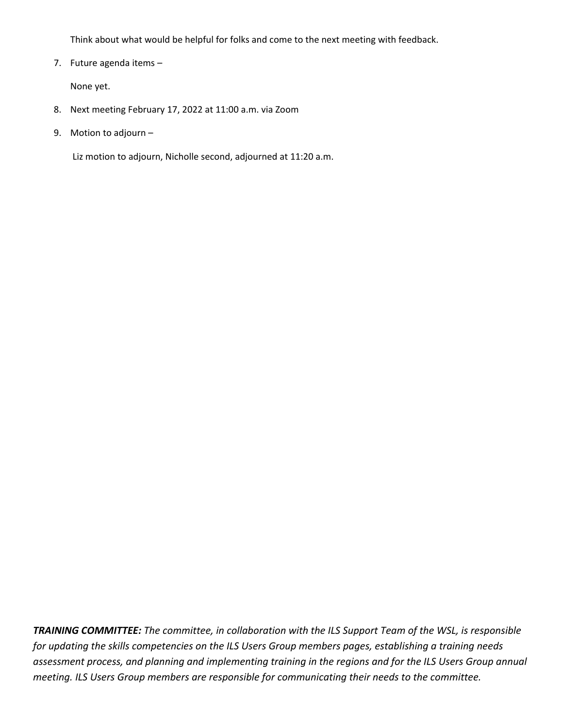Think about what would be helpful for folks and come to the next meeting with feedback.

7. Future agenda items –

   None yet.

8. Next meeting February 17, 2022 at 11:00 a.m. via Zoom

9. Motion to adjourn –

   Liz motion to adjourn, Nicholle second, adjourned at 11:20 a.m.

***TRAINING COMMITTEE:*** *The committee, in collaboration with the ILS Support Team of the WSL, is responsible for updating the skills competencies on the ILS Users Group members pages, establishing a training needs assessment process, and planning and implementing training in the regions and for the ILS Users Group annual meeting. ILS Users Group members are responsible for communicating their needs to the committee.*